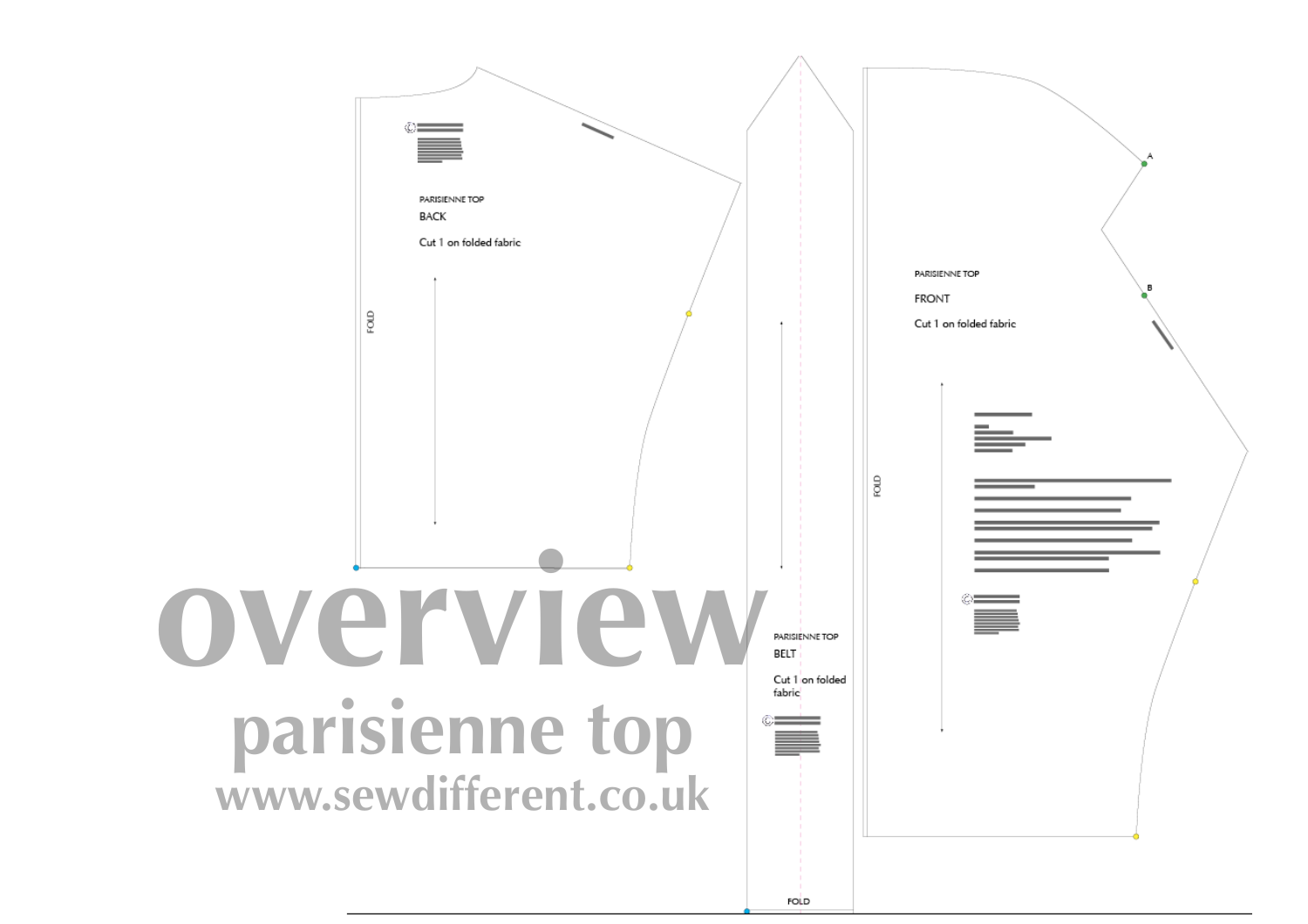# overview

## parisienne top

www.sewdifferent.co.uk

PARISIENNE TOP

BACK

Cut 1 on folded fabric

FOLD

PARISIENNE TOP

BELT

Cut 1 on folded fabric

FOLD

PARISIENNE TOP

FRONT

Cut 1 on folded fabric

FOLD

A

B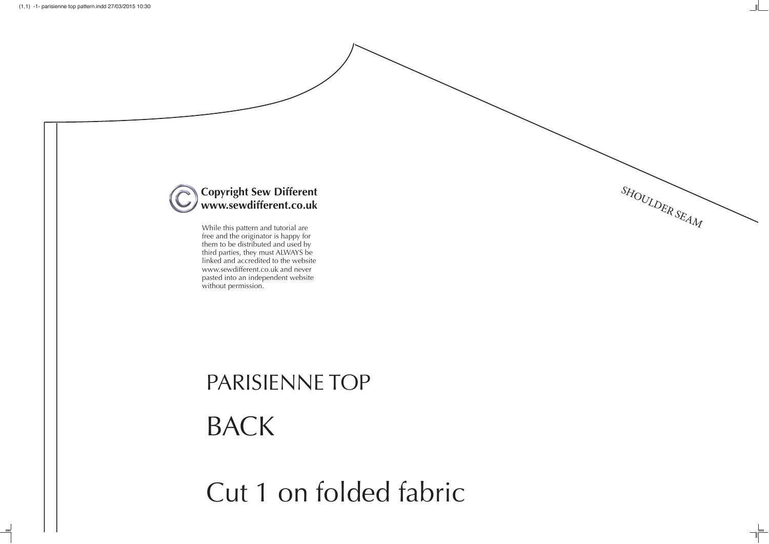SHOULDER SEAM

**Copyright Sew Different**
**www.sewdifferent.co.uk**

While this pattern and tutorial are free and the originator is happy for them to be distributed and used by third parties, they must ALWAYS be linked and accredited to the website www.sewdifferent.co.uk and never pasted into an independent website without permission.

# PARISIENNE TOP

# BACK

# Cut 1 on folded fabric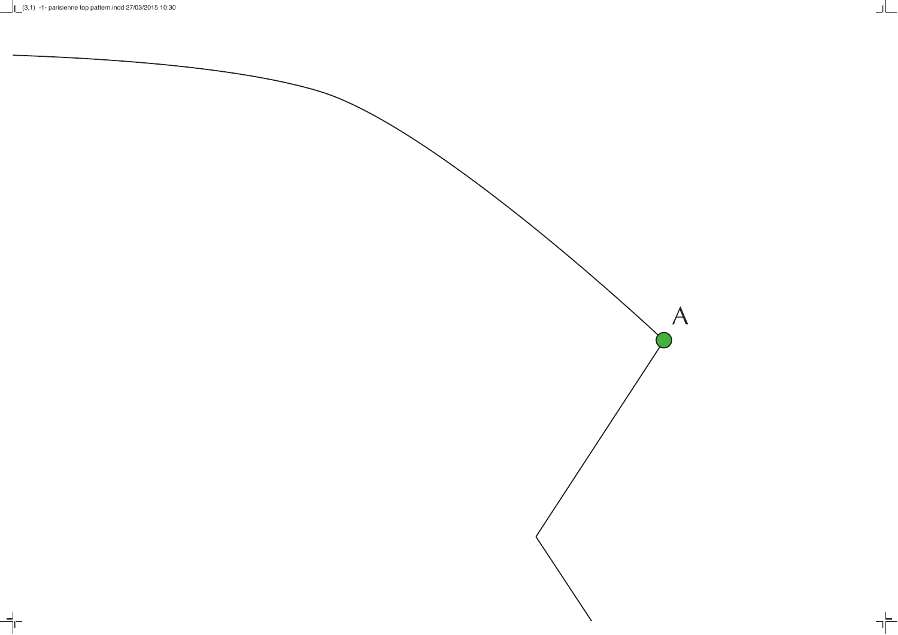A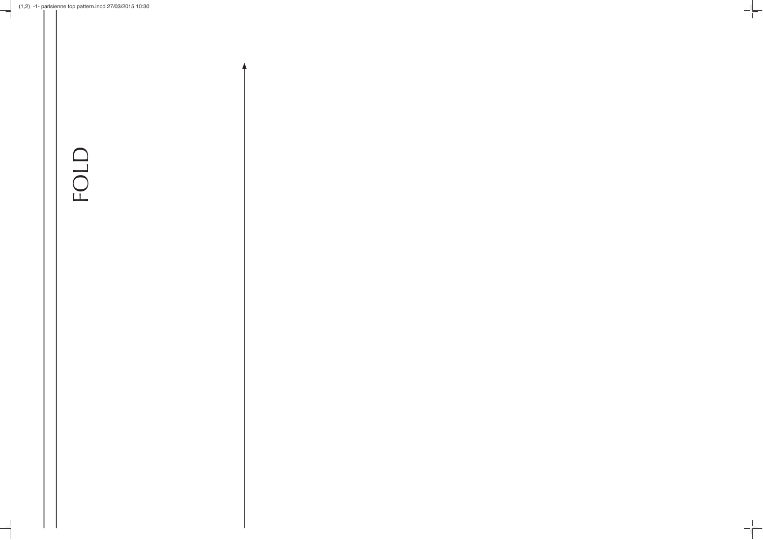FOLD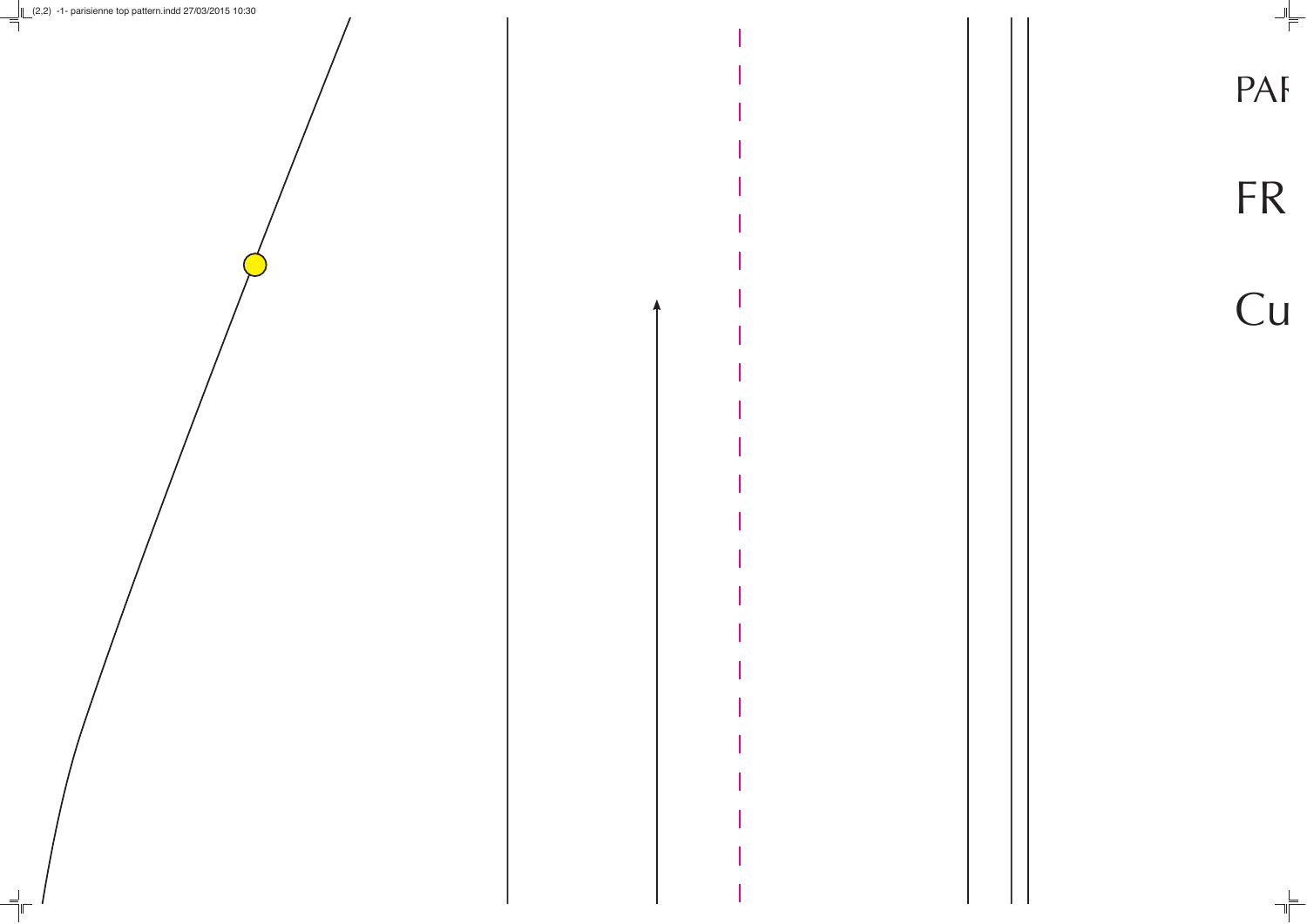PAI

FR

Cu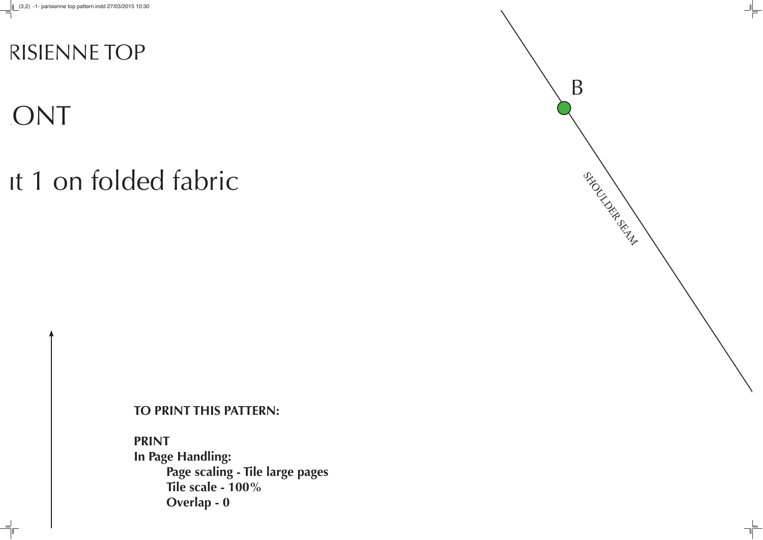RISIENNE TOP

ONT

ıt 1 on folded fabric

B

SHOULDER SEAM

**TO PRINT THIS PATTERN:**

**PRINT**
**In Page Handling:**
**Page scaling - Tile large pages**
**Tile scale - 100%**
**Overlap - 0**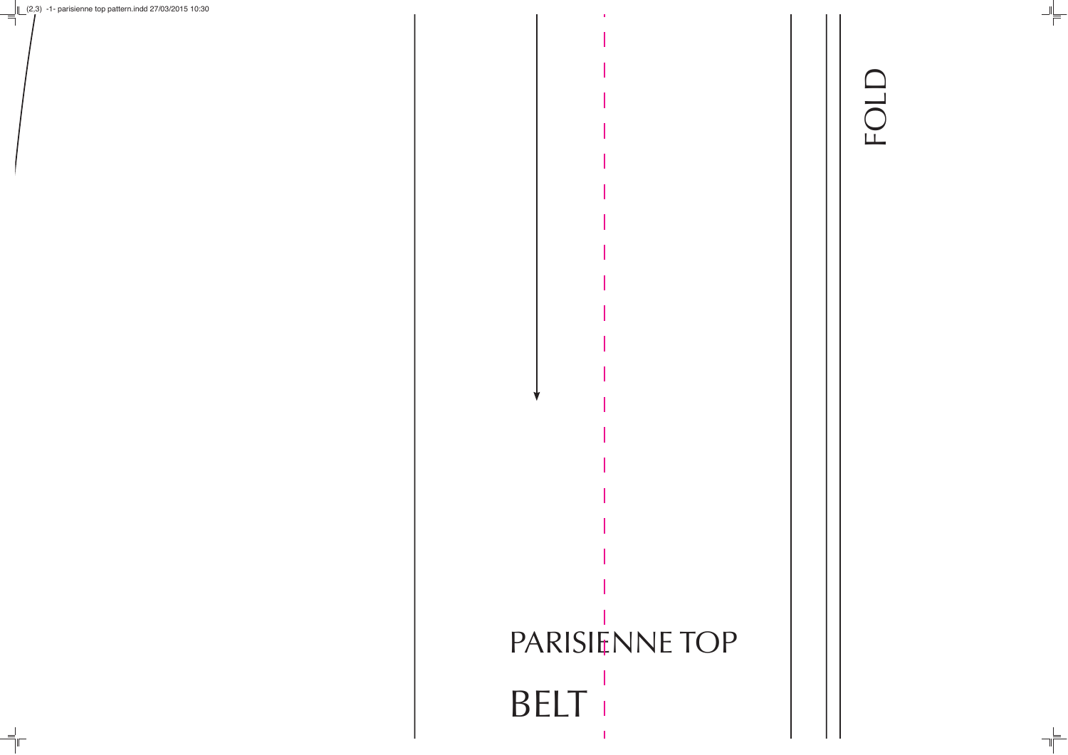FOLD

PARISIENNE TOP

BELT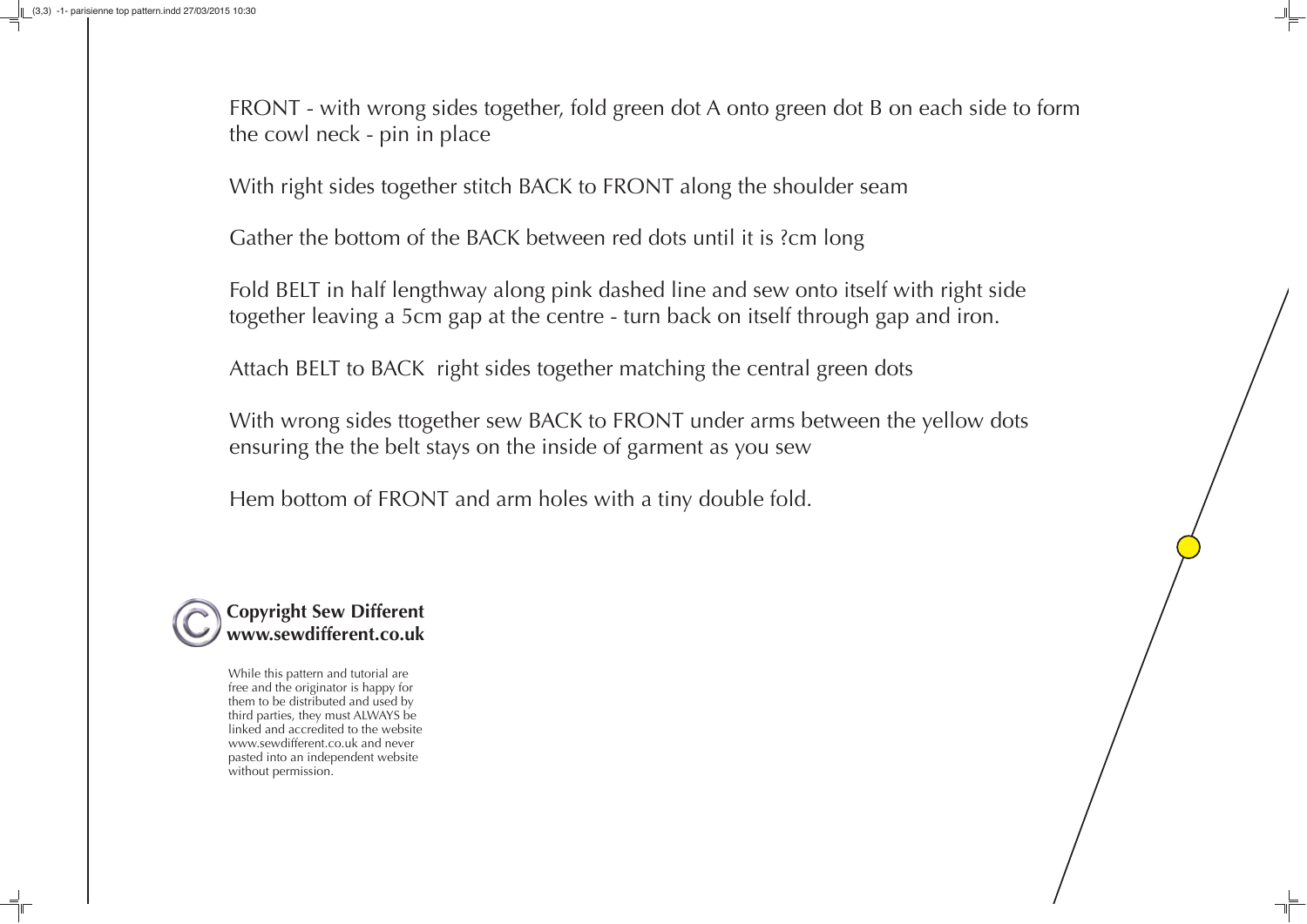FRONT - with wrong sides together, fold green dot A onto green dot B on each side to form the cowl neck - pin in place

With right sides together stitch BACK to FRONT along the shoulder seam

Gather the bottom of the BACK between red dots until it is ?cm long

Fold BELT in half lengthway along pink dashed line and sew onto itself with right side together leaving a 5cm gap at the centre - turn back on itself through gap and iron.

Attach BELT to BACK  right sides together matching the central green dots

With wrong sides ttogether sew BACK to FRONT under arms between the yellow dots ensuring the the belt stays on the inside of garment as you sew

Hem bottom of FRONT and arm holes with a tiny double fold.

**Copyright Sew Different**
**www.sewdifferent.co.uk**

While this pattern and tutorial are free and the originator is happy for them to be distributed and used by third parties, they must ALWAYS be linked and accredited to the website www.sewdifferent.co.uk and never pasted into an independent website without permission.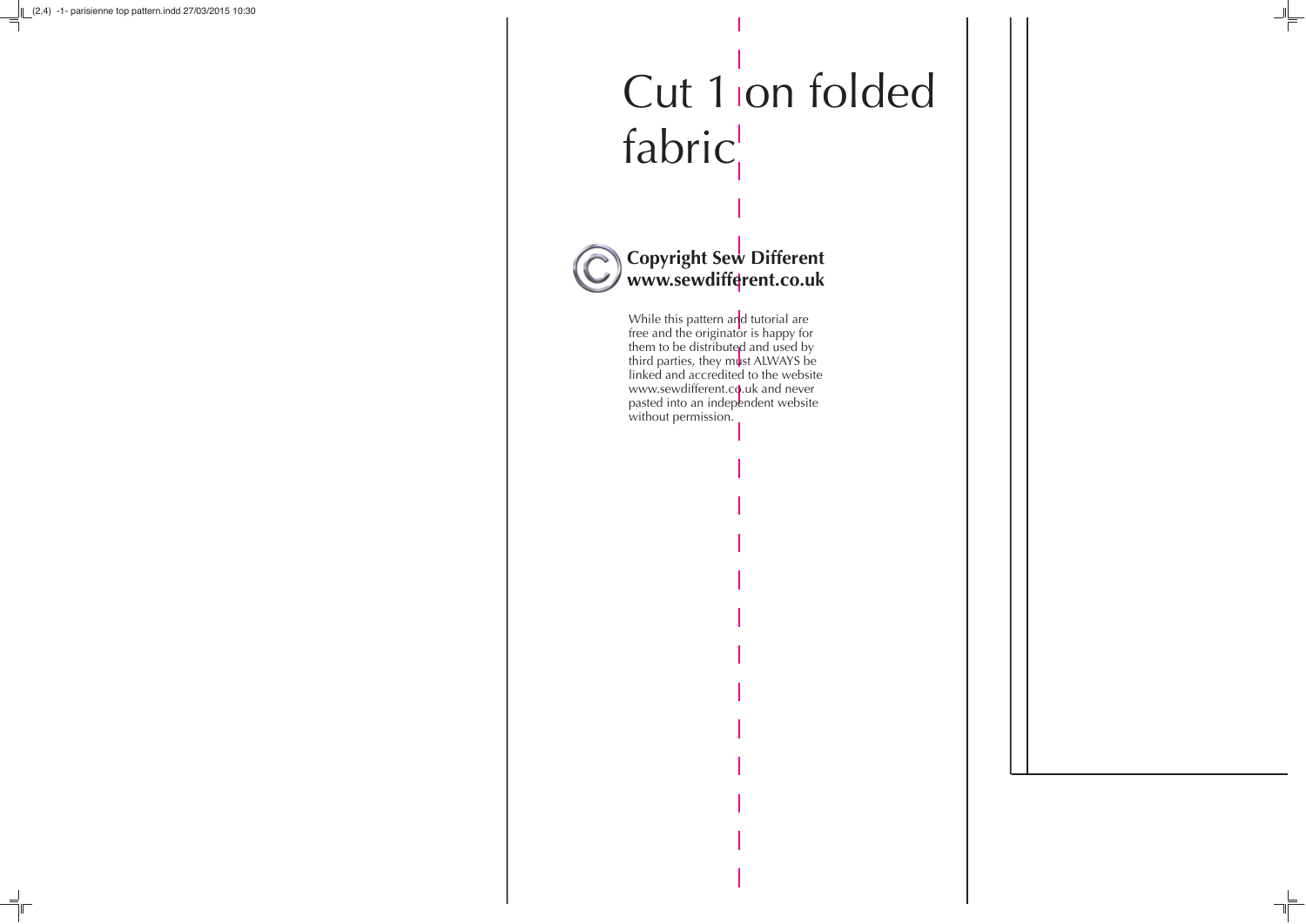# Cut 1 on folded fabric

**Copyright Sew Different**
**www.sewdifferent.co.uk**

While this pattern and tutorial are free and the originator is happy for them to be distributed and used by third parties, they must ALWAYS be linked and accredited to the website www.sewdifferent.co.uk and never pasted into an independent website without permission.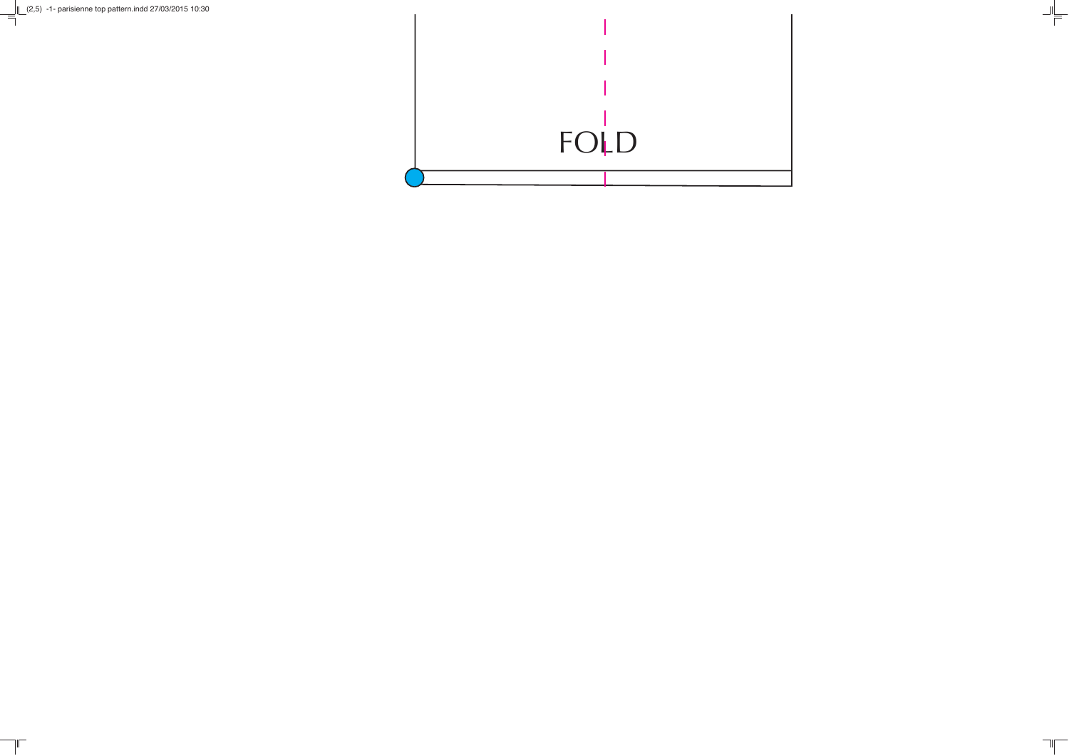FOLD